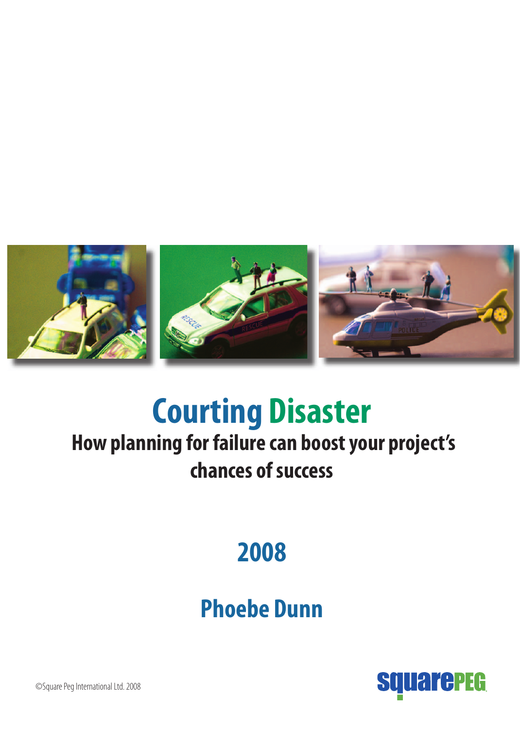# Courting Disaster

## How planning for failure can boost your project's chances of success

## 2008

## Phoebe Dunn

©Square Peg International Ltd. 2008

squarePEG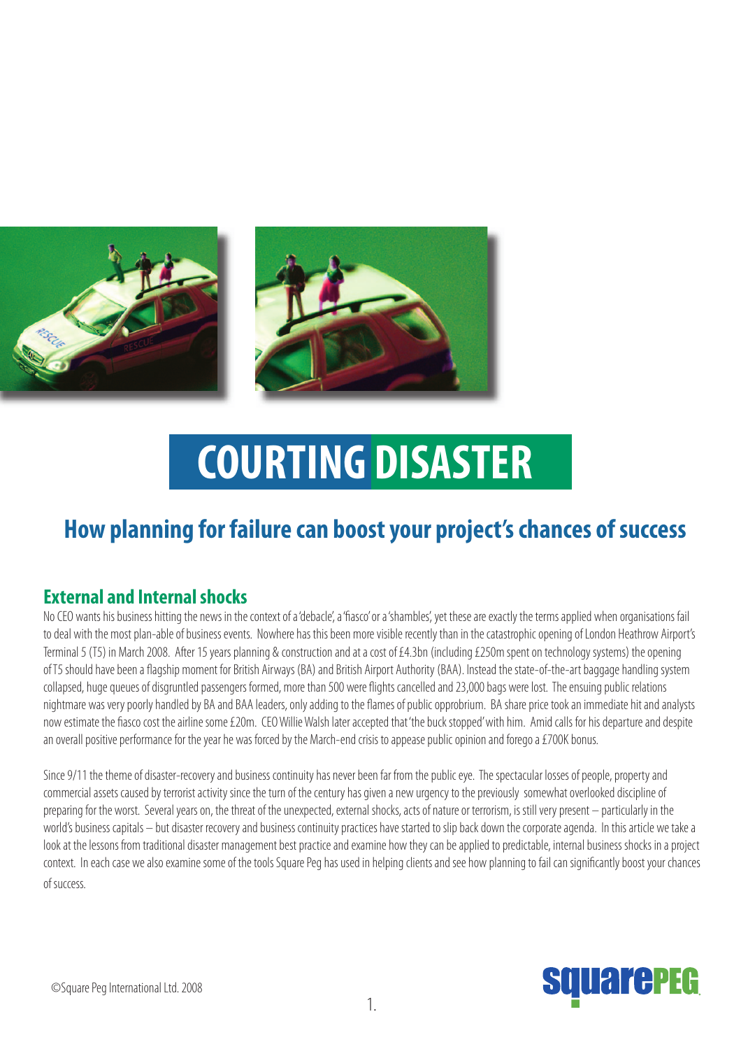# COURTING DISASTER

## How planning for failure can boost your project's chances of success

### External and Internal shocks

No CEO wants his business hitting the news in the context of a 'debacle', a 'fiasco' or a 'shambles', yet these are exactly the terms applied when organisations fail to deal with the most plan-able of business events. Nowhere has this been more visible recently than in the catastrophic opening of London Heathrow Airport's Terminal 5 (T5) in March 2008. After 15 years planning & construction and at a cost of £4.3bn (including £250m spent on technology systems) the opening of T5 should have been a flagship moment for British Airways (BA) and British Airport Authority (BAA). Instead the state-of-the-art baggage handling system collapsed, huge queues of disgruntled passengers formed, more than 500 were flights cancelled and 23,000 bags were lost. The ensuing public relations nightmare was very poorly handled by BA and BAA leaders, only adding to the flames of public opprobrium. BA share price took an immediate hit and analysts now estimate the fiasco cost the airline some £20m. CEO Willie Walsh later accepted that 'the buck stopped' with him. Amid calls for his departure and despite an overall positive performance for the year he was forced by the March-end crisis to appease public opinion and forego a £700K bonus.

Since 9/11 the theme of disaster-recovery and business continuity has never been far from the public eye. The spectacular losses of people, property and commercial assets caused by terrorist activity since the turn of the century has given a new urgency to the previously somewhat overlooked discipline of preparing for the worst. Several years on, the threat of the unexpected, external shocks, acts of nature or terrorism, is still very present – particularly in the world's business capitals – but disaster recovery and business continuity practices have started to slip back down the corporate agenda. In this article we take a look at the lessons from traditional disaster management best practice and examine how they can be applied to predictable, internal business shocks in a project context. In each case we also examine some of the tools Square Peg has used in helping clients and see how planning to fail can significantly boost your chances of success.

©Square Peg International Ltd. 2008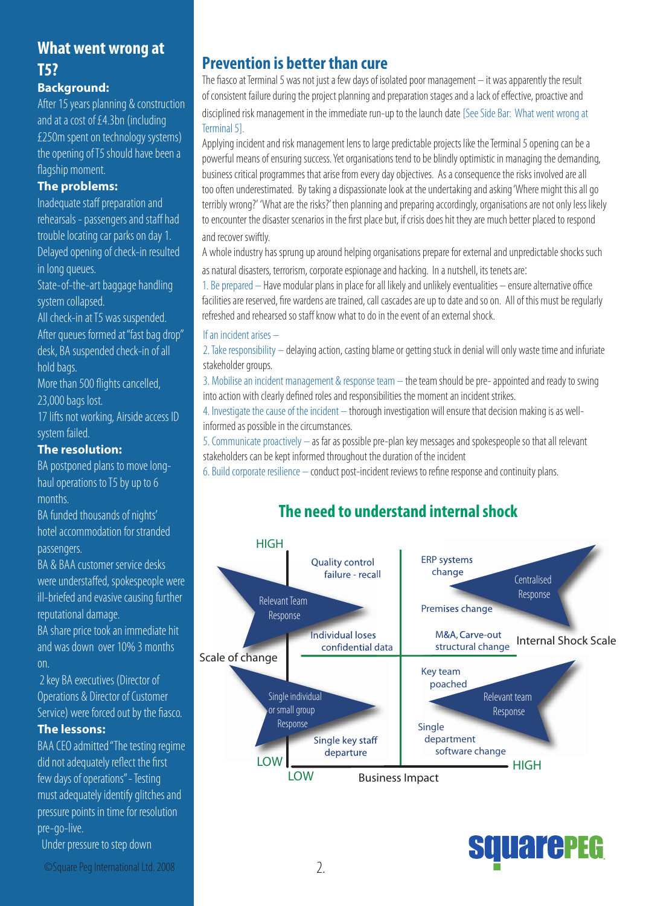## What went wrong at T5?

**Background:**

After 15 years planning & construction and at a cost of £4.3bn (including £250m spent on technology systems) the opening of T5 should have been a flagship moment.

**The problems:**

Inadequate staff preparation and rehearsals - passengers and staff had trouble locating car parks on day 1.

Delayed opening of check-in resulted in long queues.

State-of-the-art baggage handling system collapsed.

All check-in at T5 was suspended. After queues formed at "fast bag drop" desk, BA suspended check-in of all hold bags.

More than 500 flights cancelled, 23,000 bags lost.

17 lifts not working, Airside access ID system failed.

**The resolution:**

BA postponed plans to move long-haul operations to T5 by up to 6 months.

BA funded thousands of nights' hotel accommodation for stranded passengers.

BA & BAA customer service desks were understaffed, spokespeople were ill-briefed and evasive causing further reputational damage.

BA share price took an immediate hit and was down over 10% 3 months on.

2 key BA executives (Director of Operations & Director of Customer Service) were forced out by the fiasco.

**The lessons:**

BAA CEO admitted "The testing regime did not adequately reflect the first few days of operations" - Testing must adequately identify glitches and pressure points in time for resolution pre-go-live.

Under pressure to step down

©Square Peg International Ltd. 2008

## Prevention is better than cure

The fiasco at Terminal 5 was not just a few days of isolated poor management – it was apparently the result of consistent failure during the project planning and preparation stages and a lack of effective, proactive and disciplined risk management in the immediate run-up to the launch date [See Side Bar: What went wrong at Terminal 5].

Applying incident and risk management lens to large predictable projects like the Terminal 5 opening can be a powerful means of ensuring success. Yet organisations tend to be blindly optimistic in managing the demanding, business critical programmes that arise from every day objectives. As a consequence the risks involved are all too often underestimated. By taking a dispassionate look at the undertaking and asking 'Where might this all go terribly wrong?' 'What are the risks?' then planning and preparing accordingly, organisations are not only less likely to encounter the disaster scenarios in the first place but, if crisis does hit they are much better placed to respond and recover swiftly.

A whole industry has sprung up around helping organisations prepare for external and unpredictable shocks such as natural disasters, terrorism, corporate espionage and hacking. In a nutshell, its tenets are:

1. Be prepared – Have modular plans in place for all likely and unlikely eventualities – ensure alternative office facilities are reserved, fire wardens are trained, call cascades are up to date and so on. All of this must be regularly refreshed and rehearsed so staff know what to do in the event of an external shock.

If an incident arises –

2. Take responsibility – delaying action, casting blame or getting stuck in denial will only waste time and infuriate stakeholder groups.
3. Mobilise an incident management & response team – the team should be pre- appointed and ready to swing into action with clearly defined roles and responsibilities the moment an incident strikes.
4. Investigate the cause of the incident – thorough investigation will ensure that decision making is as well-informed as possible in the circumstances.
5. Communicate proactively – as far as possible pre-plan key messages and spokespeople so that all relevant stakeholders can be kept informed throughout the duration of the incident
6. Build corporate resilience – conduct post-incident reviews to refine response and continuity plans.

## The need to understand internal shock

Scale of change (LOW to HIGH) vs. Business Impact (LOW to HIGH); Internal Shock Scale

| | Low Business Impact | High Business Impact |
|---|---|---|
| **High Scale of change** | Relevant Team Response: Quality control failure - recall; Individual loses confidential data | Centralised Response: ERP systems change; Premises change; M&A, Carve-out structural change |
| **Low Scale of change** | Single individual or small group Response: Single key staff departure | Relevant team Response: Key team poached; Single department software change |

squarePEG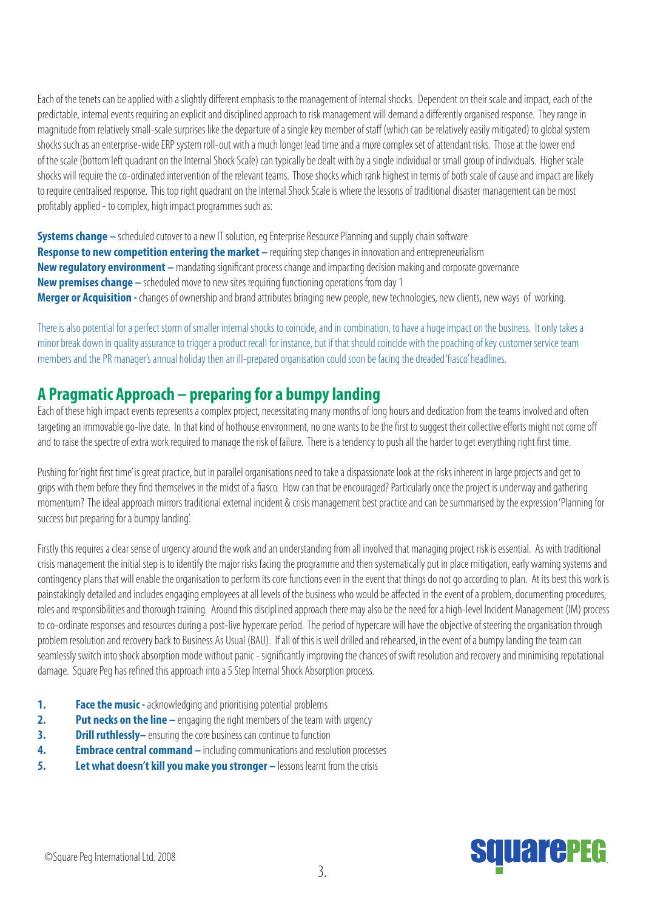Each of the tenets can be applied with a slightly different emphasis to the management of internal shocks. Dependent on their scale and impact, each of the predictable, internal events requiring an explicit and disciplined approach to risk management will demand a differently organised response. They range in magnitude from relatively small-scale surprises like the departure of a single key member of staff (which can be relatively easily mitigated) to global system shocks such as an enterprise-wide ERP system roll-out with a much longer lead time and a more complex set of attendant risks. Those at the lower end of the scale (bottom left quadrant on the Internal Shock Scale) can typically be dealt with by a single individual or small group of individuals. Higher scale shocks will require the co-ordinated intervention of the relevant teams. Those shocks which rank highest in terms of both scale of cause and impact are likely to require centralised response. This top right quadrant on the Internal Shock Scale is where the lessons of traditional disaster management can be most profitably applied - to complex, high impact programmes such as:

**Systems change –** scheduled cutover to a new IT solution, eg Enterprise Resource Planning and supply chain software
**Response to new competition entering the market –** requiring step changes in innovation and entrepreneurialism
**New regulatory environment –** mandating significant process change and impacting decision making and corporate governance
**New premises change –** scheduled move to new sites requiring functioning operations from day 1
**Merger or Acquisition -** changes of ownership and brand attributes bringing new people, new technologies, new clients, new ways of working.

There is also potential for a perfect storm of smaller internal shocks to coincide, and in combination, to have a huge impact on the business. It only takes a minor break down in quality assurance to trigger a product recall for instance, but if that should coincide with the poaching of key customer service team members and the PR manager's annual holiday then an ill-prepared organisation could soon be facing the dreaded 'fiasco' headlines.

## A Pragmatic Approach – preparing for a bumpy landing

Each of these high impact events represents a complex project, necessitating many months of long hours and dedication from the teams involved and often targeting an immovable go-live date. In that kind of hothouse environment, no one wants to be the first to suggest their collective efforts might not come off and to raise the spectre of extra work required to manage the risk of failure. There is a tendency to push all the harder to get everything right first time.

Pushing for 'right first time' is great practice, but in parallel organisations need to take a dispassionate look at the risks inherent in large projects and get to grips with them before they find themselves in the midst of a fiasco. How can that be encouraged? Particularly once the project is underway and gathering momentum? The ideal approach mirrors traditional external incident & crisis management best practice and can be summarised by the expression 'Planning for success but preparing for a bumpy landing'.

Firstly this requires a clear sense of urgency around the work and an understanding from all involved that managing project risk is essential. As with traditional crisis management the initial step is to identify the major risks facing the programme and then systematically put in place mitigation, early warning systems and contingency plans that will enable the organisation to perform its core functions even in the event that things do not go according to plan. At its best this work is painstakingly detailed and includes engaging employees at all levels of the business who would be affected in the event of a problem, documenting procedures, roles and responsibilities and thorough training. Around this disciplined approach there may also be the need for a high-level Incident Management (IM) process to co-ordinate responses and resources during a post-live hypercare period. The period of hypercare will have the objective of steering the organisation through problem resolution and recovery back to Business As Usual (BAU). If all of this is well drilled and rehearsed, in the event of a bumpy landing the team can seamlessly switch into shock absorption mode without panic - significantly improving the chances of swift resolution and recovery and minimising reputational damage. Square Peg has refined this approach into a 5 Step Internal Shock Absorption process.

1. **Face the music -** acknowledging and prioritising potential problems
2. **Put necks on the line –** engaging the right members of the team with urgency
3. **Drill ruthlessly–** ensuring the core business can continue to function
4. **Embrace central command –** including communications and resolution processes
5. **Let what doesn't kill you make you stronger –** lessons learnt from the crisis

©Square Peg International Ltd. 2008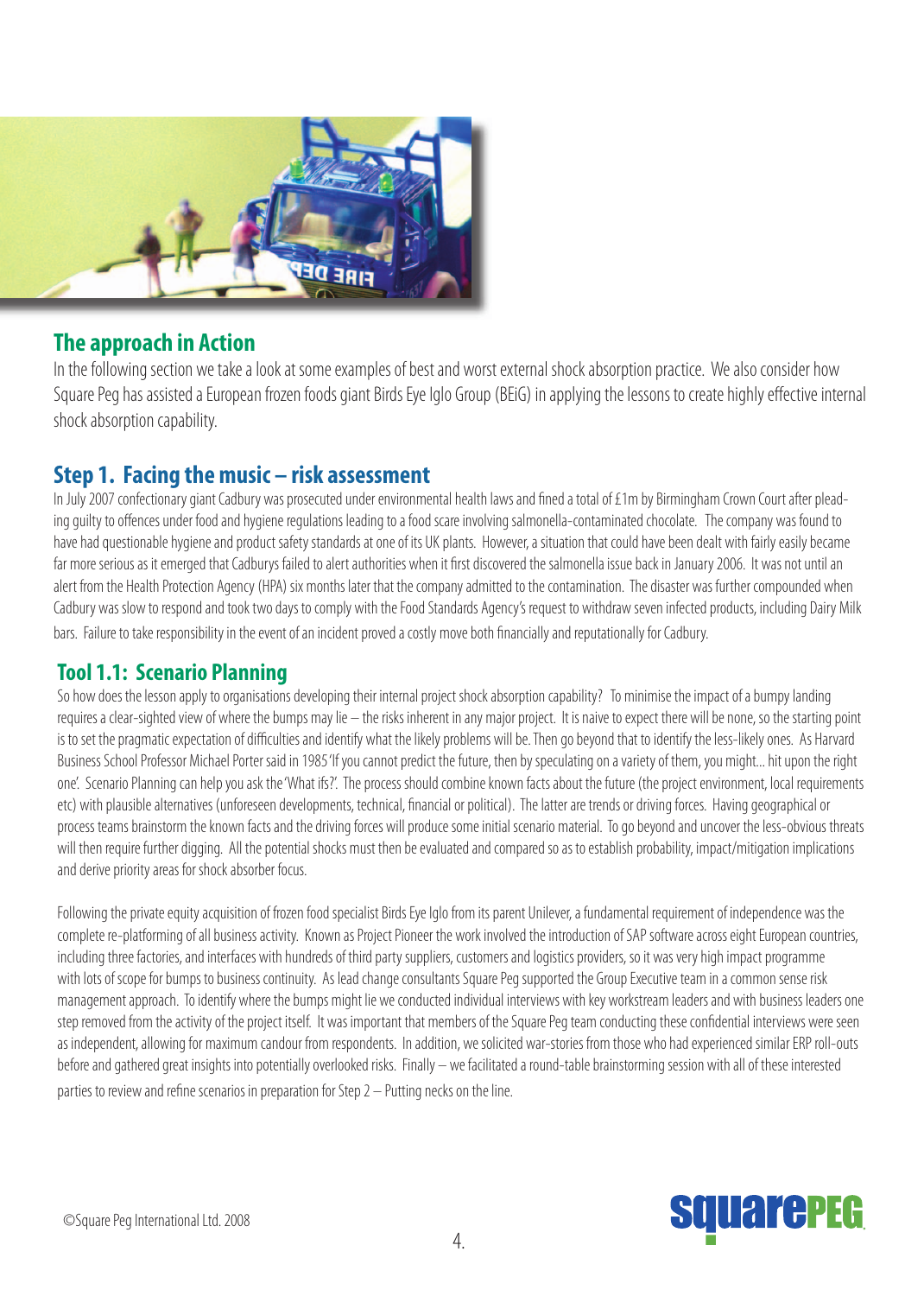## The approach in Action

In the following section we take a look at some examples of best and worst external shock absorption practice. We also consider how Square Peg has assisted a European frozen foods giant Birds Eye Iglo Group (BEiG) in applying the lessons to create highly effective internal shock absorption capability.

## Step 1. Facing the music – risk assessment

In July 2007 confectionary giant Cadbury was prosecuted under environmental health laws and fined a total of £1m by Birmingham Crown Court after pleading guilty to offences under food and hygiene regulations leading to a food scare involving salmonella-contaminated chocolate. The company was found to have had questionable hygiene and product safety standards at one of its UK plants. However, a situation that could have been dealt with fairly easily became far more serious as it emerged that Cadburys failed to alert authorities when it first discovered the salmonella issue back in January 2006. It was not until an alert from the Health Protection Agency (HPA) six months later that the company admitted to the contamination. The disaster was further compounded when Cadbury was slow to respond and took two days to comply with the Food Standards Agency's request to withdraw seven infected products, including Dairy Milk bars. Failure to take responsibility in the event of an incident proved a costly move both financially and reputationally for Cadbury.

### Tool 1.1: Scenario Planning

So how does the lesson apply to organisations developing their internal project shock absorption capability? To minimise the impact of a bumpy landing requires a clear-sighted view of where the bumps may lie – the risks inherent in any major project. It is naive to expect there will be none, so the starting point is to set the pragmatic expectation of difficulties and identify what the likely problems will be. Then go beyond that to identify the less-likely ones. As Harvard Business School Professor Michael Porter said in 1985 'If you cannot predict the future, then by speculating on a variety of them, you might... hit upon the right one'. Scenario Planning can help you ask the 'What ifs?'. The process should combine known facts about the future (the project environment, local requirements etc) with plausible alternatives (unforeseen developments, technical, financial or political). The latter are trends or driving forces. Having geographical or process teams brainstorm the known facts and the driving forces will produce some initial scenario material. To go beyond and uncover the less-obvious threats will then require further digging. All the potential shocks must then be evaluated and compared so as to establish probability, impact/mitigation implications and derive priority areas for shock absorber focus.

Following the private equity acquisition of frozen food specialist Birds Eye Iglo from its parent Unilever, a fundamental requirement of independence was the complete re-platforming of all business activity. Known as Project Pioneer the work involved the introduction of SAP software across eight European countries, including three factories, and interfaces with hundreds of third party suppliers, customers and logistics providers, so it was very high impact programme with lots of scope for bumps to business continuity. As lead change consultants Square Peg supported the Group Executive team in a common sense risk management approach. To identify where the bumps might lie we conducted individual interviews with key workstream leaders and with business leaders one step removed from the activity of the project itself. It was important that members of the Square Peg team conducting these confidential interviews were seen as independent, allowing for maximum candour from respondents. In addition, we solicited war-stories from those who had experienced similar ERP roll-outs before and gathered great insights into potentially overlooked risks. Finally – we facilitated a round-table brainstorming session with all of these interested parties to review and refine scenarios in preparation for Step 2 – Putting necks on the line.

©Square Peg International Ltd. 2008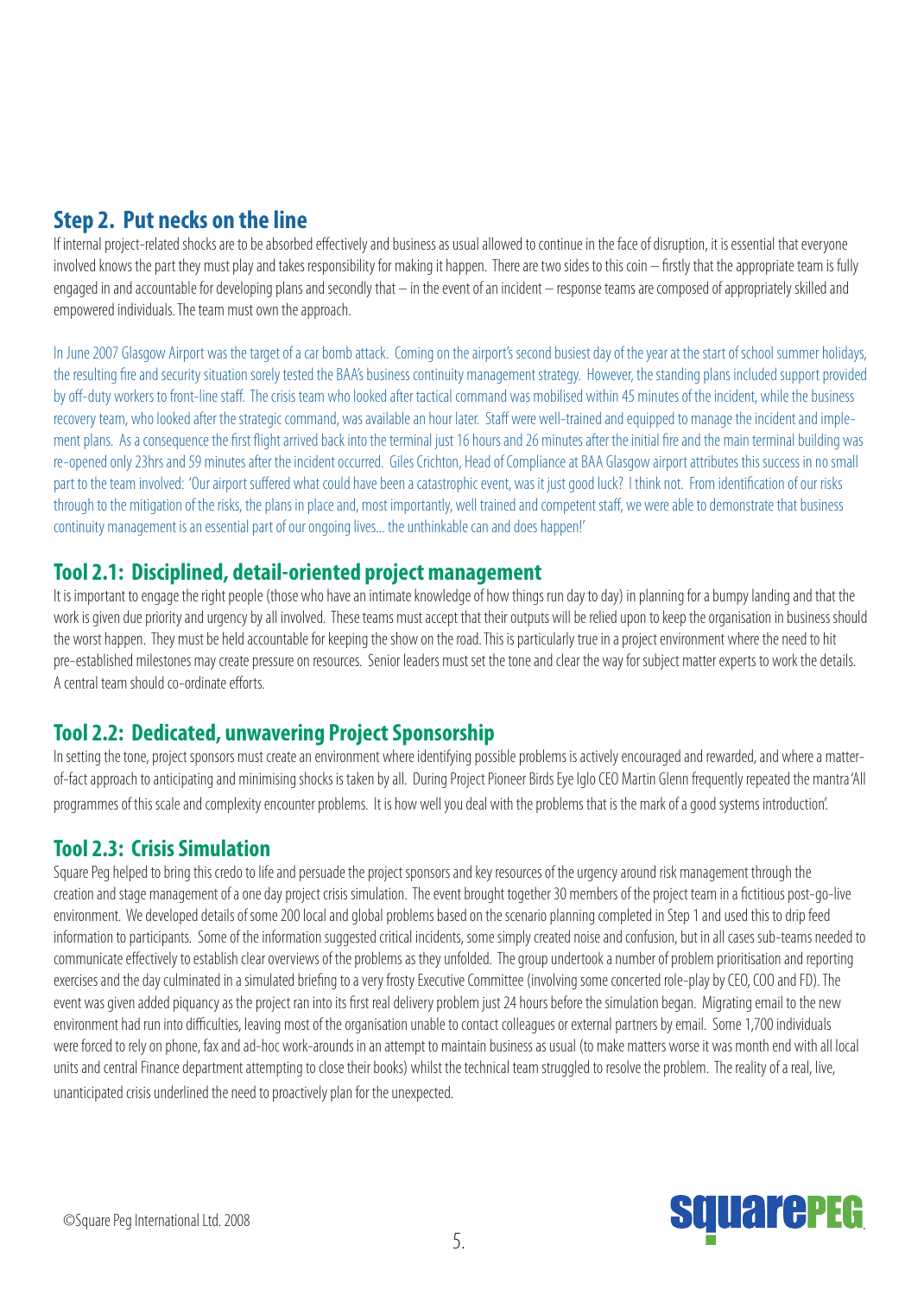## Step 2. Put necks on the line

If internal project-related shocks are to be absorbed effectively and business as usual allowed to continue in the face of disruption, it is essential that everyone involved knows the part they must play and takes responsibility for making it happen. There are two sides to this coin – firstly that the appropriate team is fully engaged in and accountable for developing plans and secondly that – in the event of an incident – response teams are composed of appropriately skilled and empowered individuals. The team must own the approach.

In June 2007 Glasgow Airport was the target of a car bomb attack. Coming on the airport's second busiest day of the year at the start of school summer holidays, the resulting fire and security situation sorely tested the BAA's business continuity management strategy. However, the standing plans included support provided by off-duty workers to front-line staff. The crisis team who looked after tactical command was mobilised within 45 minutes of the incident, while the business recovery team, who looked after the strategic command, was available an hour later. Staff were well-trained and equipped to manage the incident and implement plans. As a consequence the first flight arrived back into the terminal just 16 hours and 26 minutes after the initial fire and the main terminal building was re-opened only 23hrs and 59 minutes after the incident occurred. Giles Crichton, Head of Compliance at BAA Glasgow airport attributes this success in no small part to the team involved: 'Our airport suffered what could have been a catastrophic event, was it just good luck? I think not. From identification of our risks through to the mitigation of the risks, the plans in place and, most importantly, well trained and competent staff, we were able to demonstrate that business continuity management is an essential part of our ongoing lives... the unthinkable can and does happen!'

### Tool 2.1: Disciplined, detail-oriented project management

It is important to engage the right people (those who have an intimate knowledge of how things run day to day) in planning for a bumpy landing and that the work is given due priority and urgency by all involved. These teams must accept that their outputs will be relied upon to keep the organisation in business should the worst happen. They must be held accountable for keeping the show on the road. This is particularly true in a project environment where the need to hit pre-established milestones may create pressure on resources. Senior leaders must set the tone and clear the way for subject matter experts to work the details. A central team should co-ordinate efforts.

### Tool 2.2: Dedicated, unwavering Project Sponsorship

In setting the tone, project sponsors must create an environment where identifying possible problems is actively encouraged and rewarded, and where a matter-of-fact approach to anticipating and minimising shocks is taken by all. During Project Pioneer Birds Eye Iglo CEO Martin Glenn frequently repeated the mantra 'All programmes of this scale and complexity encounter problems. It is how well you deal with the problems that is the mark of a good systems introduction'.

### Tool 2.3: Crisis Simulation

Square Peg helped to bring this credo to life and persuade the project sponsors and key resources of the urgency around risk management through the creation and stage management of a one day project crisis simulation. The event brought together 30 members of the project team in a fictitious post-go-live environment. We developed details of some 200 local and global problems based on the scenario planning completed in Step 1 and used this to drip feed information to participants. Some of the information suggested critical incidents, some simply created noise and confusion, but in all cases sub-teams needed to communicate effectively to establish clear overviews of the problems as they unfolded. The group undertook a number of problem prioritisation and reporting exercises and the day culminated in a simulated briefing to a very frosty Executive Committee (involving some concerted role-play by CEO, COO and FD). The event was given added piquancy as the project ran into its first real delivery problem just 24 hours before the simulation began. Migrating email to the new environment had run into difficulties, leaving most of the organisation unable to contact colleagues or external partners by email. Some 1,700 individuals were forced to rely on phone, fax and ad-hoc work-arounds in an attempt to maintain business as usual (to make matters worse it was month end with all local units and central Finance department attempting to close their books) whilst the technical team struggled to resolve the problem. The reality of a real, live, unanticipated crisis underlined the need to proactively plan for the unexpected.

©Square Peg International Ltd. 2008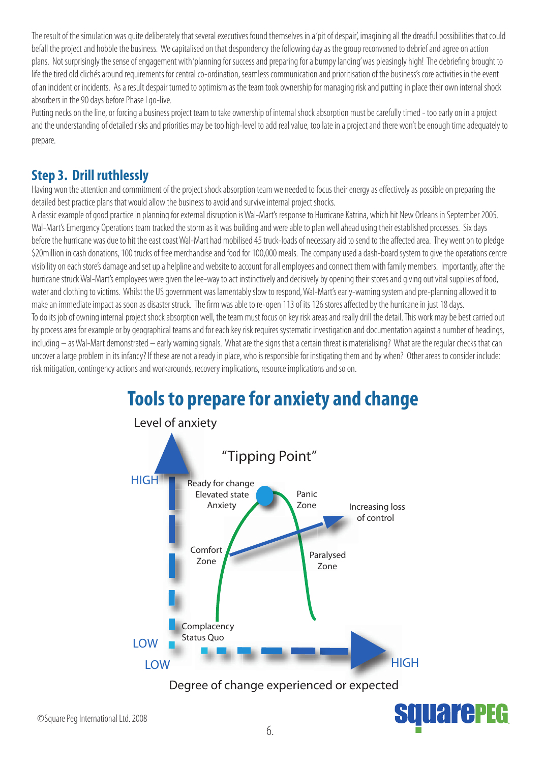The result of the simulation was quite deliberately that several executives found themselves in a 'pit of despair', imagining all the dreadful possibilities that could befall the project and hobble the business. We capitalised on that despondency the following day as the group reconvened to debrief and agree on action plans. Not surprisingly the sense of engagement with 'planning for success and preparing for a bumpy landing' was pleasingly high! The debriefing brought to life the tired old clichés around requirements for central co-ordination, seamless communication and prioritisation of the business's core activities in the event of an incident or incidents. As a result despair turned to optimism as the team took ownership for managing risk and putting in place their own internal shock absorbers in the 90 days before Phase I go-live.

Putting necks on the line, or forcing a business project team to take ownership of internal shock absorption must be carefully timed - too early on in a project and the understanding of detailed risks and priorities may be too high-level to add real value, too late in a project and there won't be enough time adequately to prepare.

## Step 3. Drill ruthlessly

Having won the attention and commitment of the project shock absorption team we needed to focus their energy as effectively as possible on preparing the detailed best practice plans that would allow the business to avoid and survive internal project shocks.

A classic example of good practice in planning for external disruption is Wal-Mart's response to Hurricane Katrina, which hit New Orleans in September 2005. Wal-Mart's Emergency Operations team tracked the storm as it was building and were able to plan well ahead using their established processes. Six days before the hurricane was due to hit the east coast Wal-Mart had mobilised 45 truck-loads of necessary aid to send to the affected area. They went on to pledge $20million in cash donations, 100 trucks of free merchandise and food for 100,000 meals. The company used a dash-board system to give the operations centre visibility on each store's damage and set up a helpline and website to account for all employees and connect them with family members. Importantly, after the hurricane struck Wal-Mart's employees were given the lee-way to act instinctively and decisively by opening their stores and giving out vital supplies of food, water and clothing to victims. Whilst the US government was lamentably slow to respond, Wal-Mart's early-warning system and pre-planning allowed it to make an immediate impact as soon as disaster struck. The firm was able to re-open 113 of its 126 stores affected by the hurricane in just 18 days.

To do its job of owning internal project shock absorption well, the team must focus on key risk areas and really drill the detail. This work may be best carried out by process area for example or by geographical teams and for each key risk requires systematic investigation and documentation against a number of headings, including – as Wal-Mart demonstrated – early warning signals. What are the signs that a certain threat is materialising? What are the regular checks that can uncover a large problem in its infancy? If these are not already in place, who is responsible for instigating them and by when? Other areas to consider include: risk mitigation, contingency actions and workarounds, recovery implications, resource implications and so on.

## Tools to prepare for anxiety and change

Level of anxiety (LOW – HIGH) vs. Degree of change experienced or expected (LOW – HIGH)

- "Tipping Point"
- Ready for change / Elevated state / Anxiety
- Panic Zone
- Increasing loss of control
- Comfort Zone
- Paralysed Zone
- Complacency / Status Quo

©Square Peg International Ltd. 2008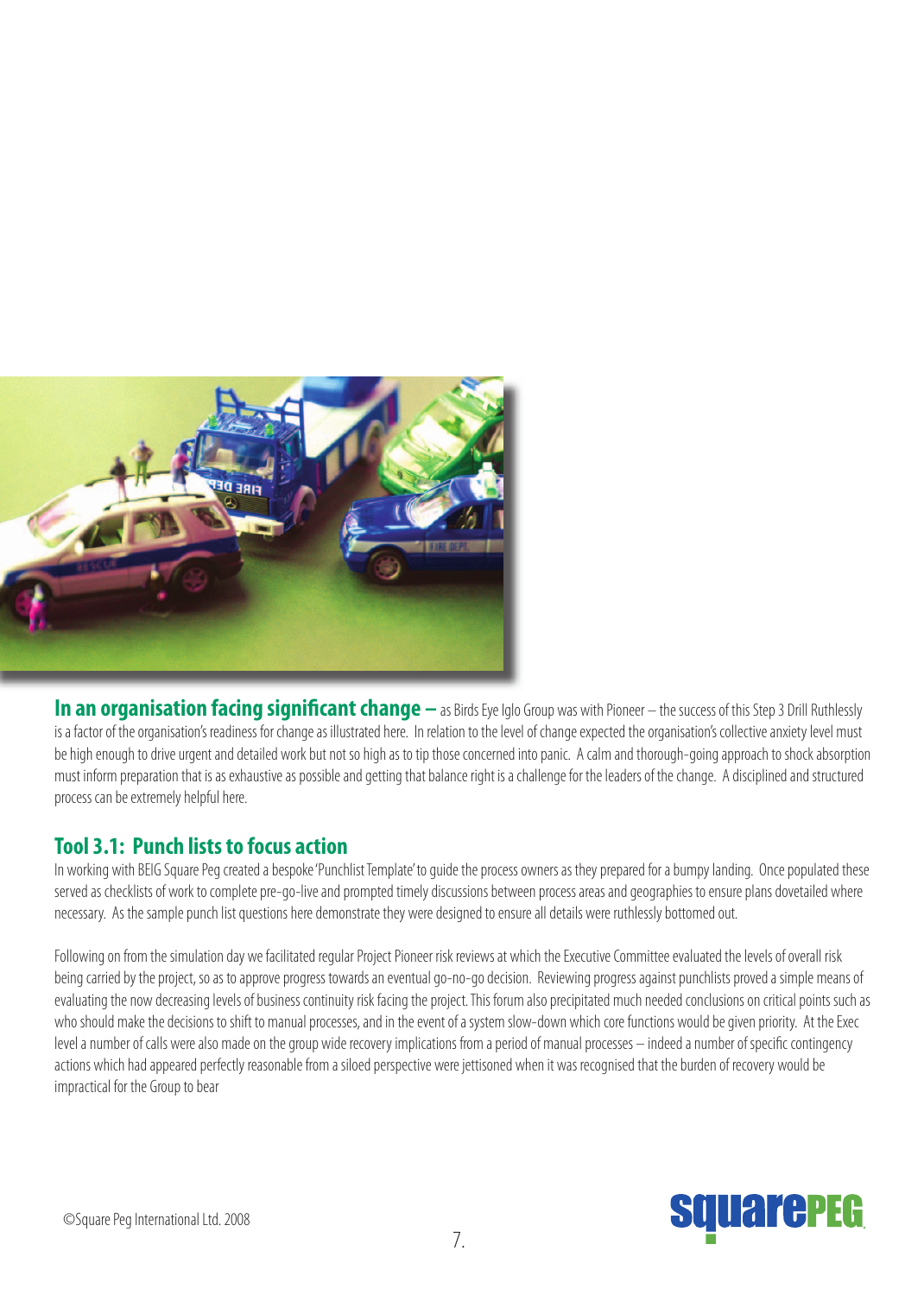**In an organisation facing significant change –** as Birds Eye Iglo Group was with Pioneer – the success of this Step 3 Drill Ruthlessly is a factor of the organisation's readiness for change as illustrated here. In relation to the level of change expected the organisation's collective anxiety level must be high enough to drive urgent and detailed work but not so high as to tip those concerned into panic. A calm and thorough-going approach to shock absorption must inform preparation that is as exhaustive as possible and getting that balance right is a challenge for the leaders of the change. A disciplined and structured process can be extremely helpful here.

## Tool 3.1: Punch lists to focus action

In working with BEIG Square Peg created a bespoke 'Punchlist Template' to guide the process owners as they prepared for a bumpy landing. Once populated these served as checklists of work to complete pre-go-live and prompted timely discussions between process areas and geographies to ensure plans dovetailed where necessary. As the sample punch list questions here demonstrate they were designed to ensure all details were ruthlessly bottomed out.

Following on from the simulation day we facilitated regular Project Pioneer risk reviews at which the Executive Committee evaluated the levels of overall risk being carried by the project, so as to approve progress towards an eventual go-no-go decision. Reviewing progress against punchlists proved a simple means of evaluating the now decreasing levels of business continuity risk facing the project. This forum also precipitated much needed conclusions on critical points such as who should make the decisions to shift to manual processes, and in the event of a system slow-down which core functions would be given priority. At the Exec level a number of calls were also made on the group wide recovery implications from a period of manual processes – indeed a number of specific contingency actions which had appeared perfectly reasonable from a siloed perspective were jettisoned when it was recognised that the burden of recovery would be impractical for the Group to bear

©Square Peg International Ltd. 2008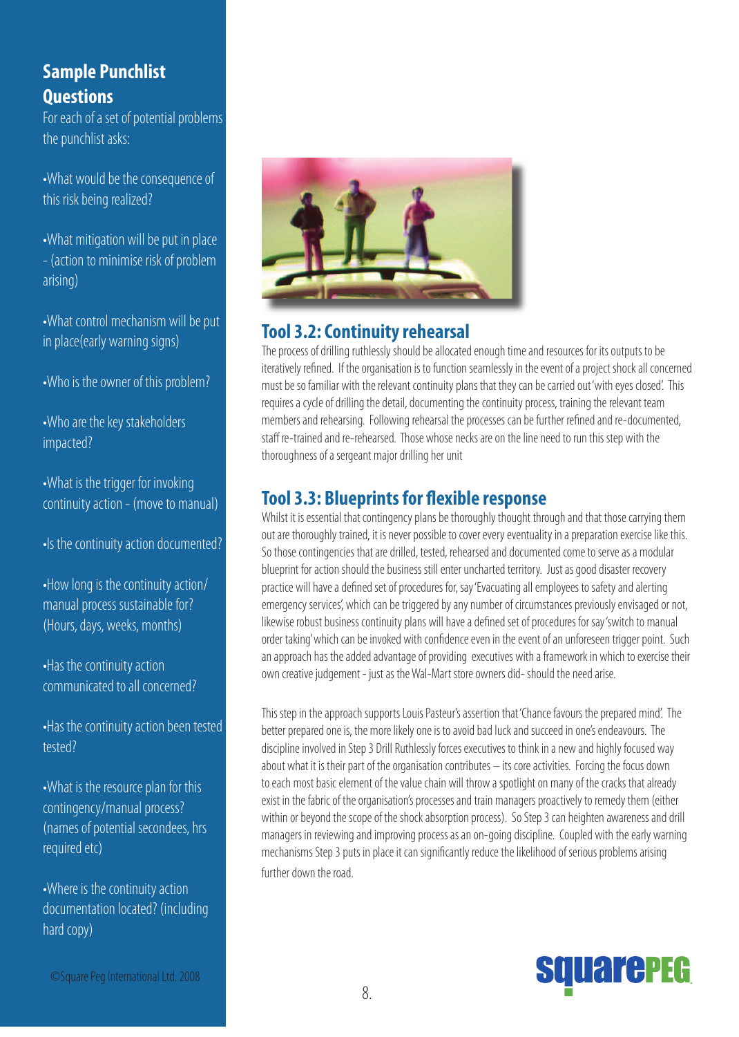## Sample Punchlist Questions

For each of a set of potential problems the punchlist asks:

- What would be the consequence of this risk being realized?
- What mitigation will be put in place - (action to minimise risk of problem arising)
- What control mechanism will be put in place(early warning signs)
- Who is the owner of this problem?
- Who are the key stakeholders impacted?
- What is the trigger for invoking continuity action - (move to manual)
- Is the continuity action documented?
- How long is the continuity action/ manual process sustainable for? (Hours, days, weeks, months)
- Has the continuity action communicated to all concerned?
- Has the continuity action been tested tested?
- What is the resource plan for this contingency/manual process? (names of potential secondees, hrs required etc)
- Where is the continuity action documentation located? (including hard copy)

©Square Peg International Ltd. 2008

## Tool 3.2: Continuity rehearsal

The process of drilling ruthlessly should be allocated enough time and resources for its outputs to be iteratively refined. If the organisation is to function seamlessly in the event of a project shock all concerned must be so familiar with the relevant continuity plans that they can be carried out 'with eyes closed'. This requires a cycle of drilling the detail, documenting the continuity process, training the relevant team members and rehearsing. Following rehearsal the processes can be further refined and re-documented, staff re-trained and re-rehearsed. Those whose necks are on the line need to run this step with the thoroughness of a sergeant major drilling her unit

## Tool 3.3: Blueprints for flexible response

Whilst it is essential that contingency plans be thoroughly thought through and that those carrying them out are thoroughly trained, it is never possible to cover every eventuality in a preparation exercise like this. So those contingencies that are drilled, tested, rehearsed and documented come to serve as a modular blueprint for action should the business still enter uncharted territory. Just as good disaster recovery practice will have a defined set of procedures for, say 'Evacuating all employees to safety and alerting emergency services', which can be triggered by any number of circumstances previously envisaged or not, likewise robust business continuity plans will have a defined set of procedures for say 'switch to manual order taking' which can be invoked with confidence even in the event of an unforeseen trigger point. Such an approach has the added advantage of providing executives with a framework in which to exercise their own creative judgement - just as the Wal-Mart store owners did- should the need arise.

This step in the approach supports Louis Pasteur's assertion that 'Chance favours the prepared mind'. The better prepared one is, the more likely one is to avoid bad luck and succeed in one's endeavours. The discipline involved in Step 3 Drill Ruthlessly forces executives to think in a new and highly focused way about what it is their part of the organisation contributes – its core activities. Forcing the focus down to each most basic element of the value chain will throw a spotlight on many of the cracks that already exist in the fabric of the organisation's processes and train managers proactively to remedy them (either within or beyond the scope of the shock absorption process). So Step 3 can heighten awareness and drill managers in reviewing and improving process as an on-going discipline. Coupled with the early warning mechanisms Step 3 puts in place it can significantly reduce the likelihood of serious problems arising further down the road.

squarePEG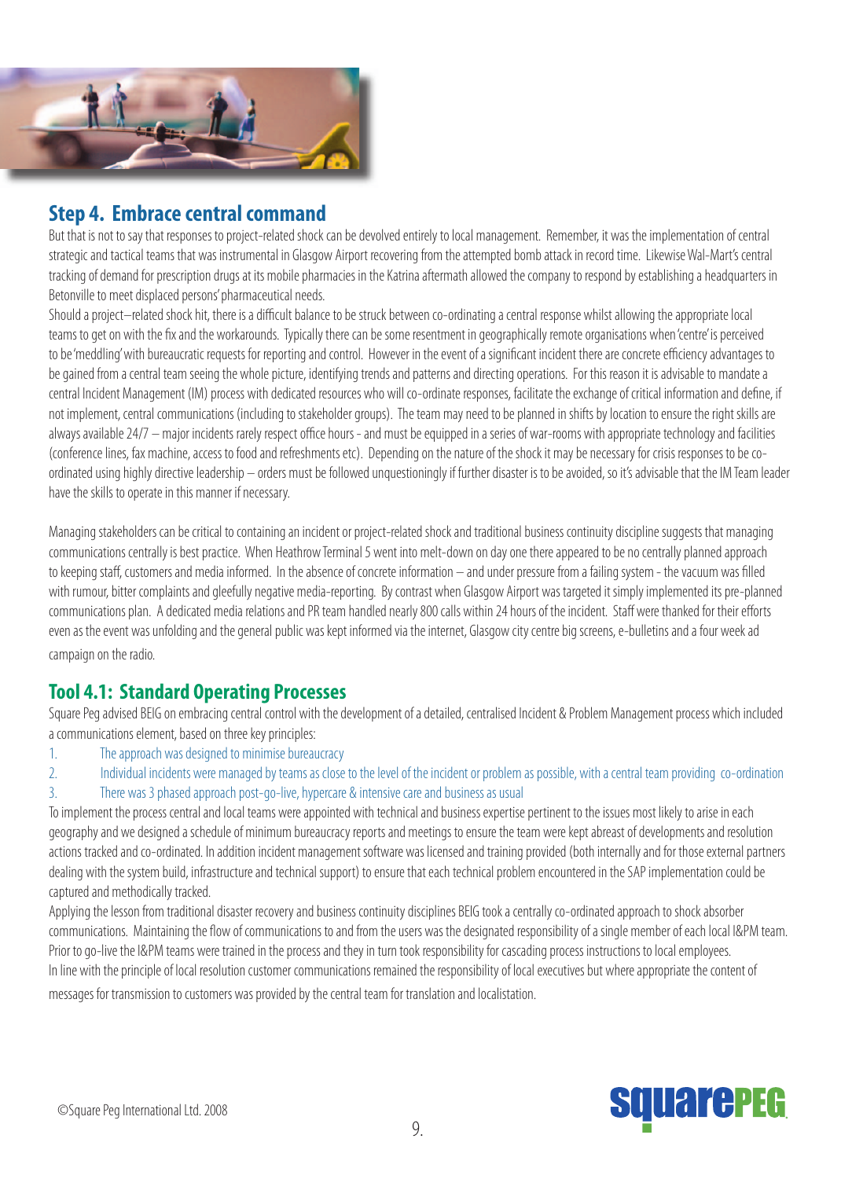## Step 4. Embrace central command

But that is not to say that responses to project-related shock can be devolved entirely to local management. Remember, it was the implementation of central strategic and tactical teams that was instrumental in Glasgow Airport recovering from the attempted bomb attack in record time. Likewise Wal-Mart's central tracking of demand for prescription drugs at its mobile pharmacies in the Katrina aftermath allowed the company to respond by establishing a headquarters in Betonville to meet displaced persons' pharmaceutical needs.

Should a project–related shock hit, there is a difficult balance to be struck between co-ordinating a central response whilst allowing the appropriate local teams to get on with the fix and the workarounds. Typically there can be some resentment in geographically remote organisations when 'centre' is perceived to be 'meddling' with bureaucratic requests for reporting and control. However in the event of a significant incident there are concrete efficiency advantages to be gained from a central team seeing the whole picture, identifying trends and patterns and directing operations. For this reason it is advisable to mandate a central Incident Management (IM) process with dedicated resources who will co-ordinate responses, facilitate the exchange of critical information and define, if not implement, central communications (including to stakeholder groups). The team may need to be planned in shifts by location to ensure the right skills are always available 24/7 – major incidents rarely respect office hours - and must be equipped in a series of war-rooms with appropriate technology and facilities (conference lines, fax machine, access to food and refreshments etc). Depending on the nature of the shock it may be necessary for crisis responses to be co-ordinated using highly directive leadership – orders must be followed unquestioningly if further disaster is to be avoided, so it's advisable that the IM Team leader have the skills to operate in this manner if necessary.

Managing stakeholders can be critical to containing an incident or project-related shock and traditional business continuity discipline suggests that managing communications centrally is best practice. When Heathrow Terminal 5 went into melt-down on day one there appeared to be no centrally planned approach to keeping staff, customers and media informed. In the absence of concrete information – and under pressure from a failing system - the vacuum was filled with rumour, bitter complaints and gleefully negative media-reporting. By contrast when Glasgow Airport was targeted it simply implemented its pre-planned communications plan. A dedicated media relations and PR team handled nearly 800 calls within 24 hours of the incident. Staff were thanked for their efforts even as the event was unfolding and the general public was kept informed via the internet, Glasgow city centre big screens, e-bulletins and a four week ad campaign on the radio.

### Tool 4.1: Standard Operating Processes

Square Peg advised BEIG on embracing central control with the development of a detailed, centralised Incident & Problem Management process which included a communications element, based on three key principles:

1. The approach was designed to minimise bureaucracy
2. Individual incidents were managed by teams as close to the level of the incident or problem as possible, with a central team providing co-ordination
3. There was 3 phased approach post-go-live, hypercare & intensive care and business as usual

To implement the process central and local teams were appointed with technical and business expertise pertinent to the issues most likely to arise in each geography and we designed a schedule of minimum bureaucracy reports and meetings to ensure the team were kept abreast of developments and resolution actions tracked and co-ordinated. In addition incident management software was licensed and training provided (both internally and for those external partners dealing with the system build, infrastructure and technical support) to ensure that each technical problem encountered in the SAP implementation could be captured and methodically tracked.

Applying the lesson from traditional disaster recovery and business continuity disciplines BEIG took a centrally co-ordinated approach to shock absorber communications. Maintaining the flow of communications to and from the users was the designated responsibility of a single member of each local I&PM team. Prior to go-live the I&PM teams were trained in the process and they in turn took responsibility for cascading process instructions to local employees.

In line with the principle of local resolution customer communications remained the responsibility of local executives but where appropriate the content of messages for transmission to customers was provided by the central team for translation and localistation.

©Square Peg International Ltd. 2008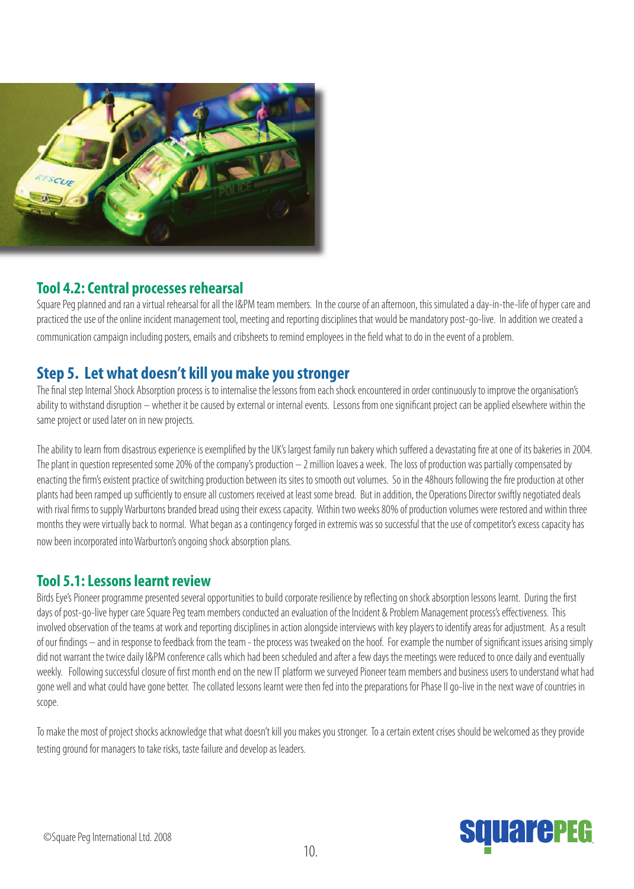## Tool 4.2: Central processes rehearsal

Square Peg planned and ran a virtual rehearsal for all the I&PM team members. In the course of an afternoon, this simulated a day-in-the-life of hyper care and practiced the use of the online incident management tool, meeting and reporting disciplines that would be mandatory post-go-live. In addition we created a communication campaign including posters, emails and cribsheets to remind employees in the field what to do in the event of a problem.

## Step 5. Let what doesn't kill you make you stronger

The final step Internal Shock Absorption process is to internalise the lessons from each shock encountered in order continuously to improve the organisation's ability to withstand disruption – whether it be caused by external or internal events. Lessons from one significant project can be applied elsewhere within the same project or used later on in new projects.

The ability to learn from disastrous experience is exemplified by the UK's largest family run bakery which suffered a devastating fire at one of its bakeries in 2004. The plant in question represented some 20% of the company's production – 2 million loaves a week. The loss of production was partially compensated by enacting the firm's existent practice of switching production between its sites to smooth out volumes. So in the 48hours following the fire production at other plants had been ramped up sufficiently to ensure all customers received at least some bread. But in addition, the Operations Director swiftly negotiated deals with rival firms to supply Warburtons branded bread using their excess capacity. Within two weeks 80% of production volumes were restored and within three months they were virtually back to normal. What began as a contingency forged in extremis was so successful that the use of competitor's excess capacity has now been incorporated into Warburton's ongoing shock absorption plans.

## Tool 5.1: Lessons learnt review

Birds Eye's Pioneer programme presented several opportunities to build corporate resilience by reflecting on shock absorption lessons learnt. During the first days of post-go-live hyper care Square Peg team members conducted an evaluation of the Incident & Problem Management process's effectiveness. This involved observation of the teams at work and reporting disciplines in action alongside interviews with key players to identify areas for adjustment. As a result of our findings – and in response to feedback from the team - the process was tweaked on the hoof. For example the number of significant issues arising simply did not warrant the twice daily I&PM conference calls which had been scheduled and after a few days the meetings were reduced to once daily and eventually weekly. Following successful closure of first month end on the new IT platform we surveyed Pioneer team members and business users to understand what had gone well and what could have gone better. The collated lessons learnt were then fed into the preparations for Phase II go-live in the next wave of countries in scope.

To make the most of project shocks acknowledge that what doesn't kill you makes you stronger. To a certain extent crises should be welcomed as they provide testing ground for managers to take risks, taste failure and develop as leaders.

©Square Peg International Ltd. 2008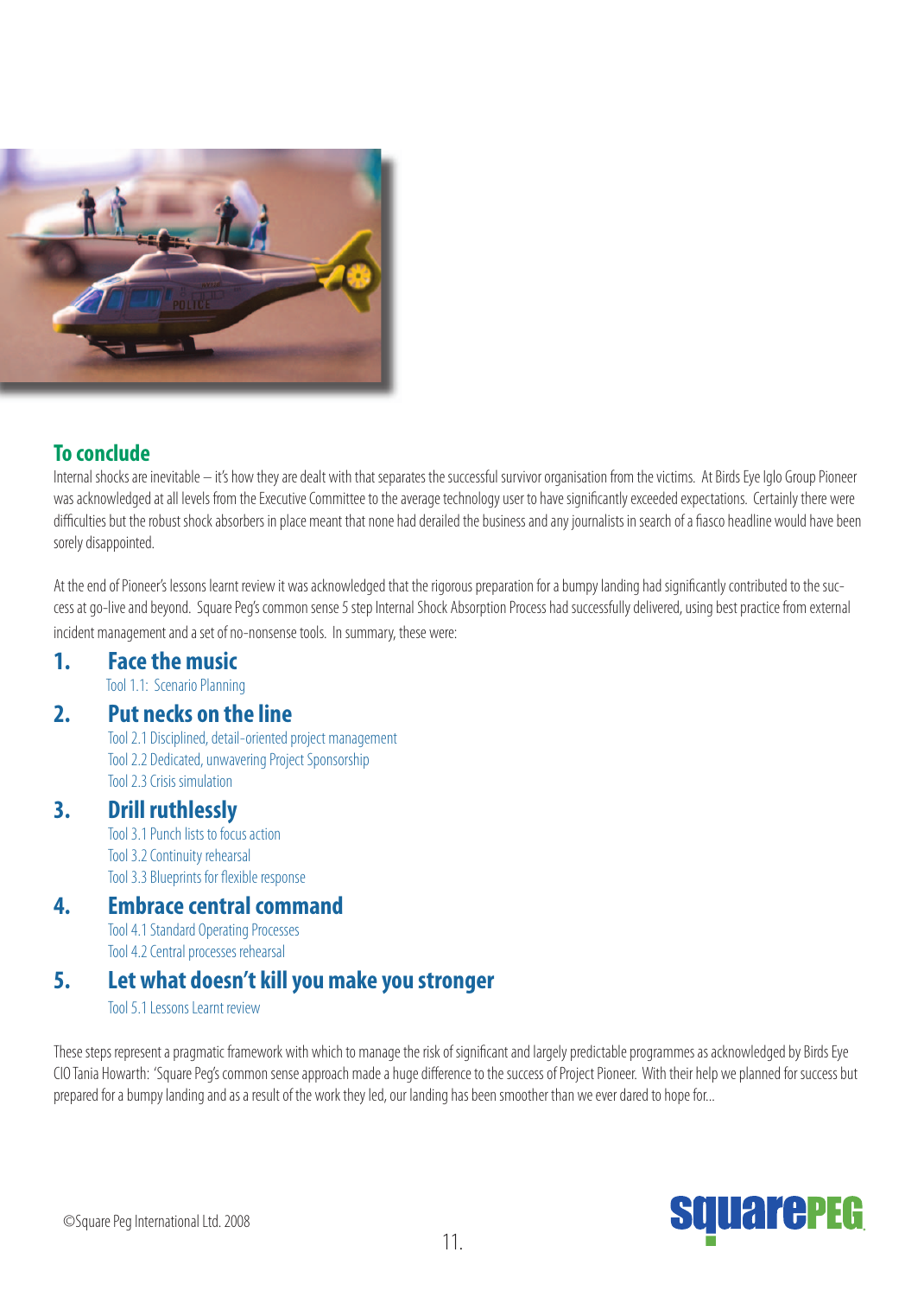## To conclude

Internal shocks are inevitable – it's how they are dealt with that separates the successful survivor organisation from the victims. At Birds Eye Iglo Group Pioneer was acknowledged at all levels from the Executive Committee to the average technology user to have significantly exceeded expectations. Certainly there were difficulties but the robust shock absorbers in place meant that none had derailed the business and any journalists in search of a fiasco headline would have been sorely disappointed.

At the end of Pioneer's lessons learnt review it was acknowledged that the rigorous preparation for a bumpy landing had significantly contributed to the success at go-live and beyond. Square Peg's common sense 5 step Internal Shock Absorption Process had successfully delivered, using best practice from external incident management and a set of no-nonsense tools. In summary, these were:

### 1. Face the music

- Tool 1.1: Scenario Planning

### 2. Put necks on the line

- Tool 2.1 Disciplined, detail-oriented project management
- Tool 2.2 Dedicated, unwavering Project Sponsorship
- Tool 2.3 Crisis simulation

### 3. Drill ruthlessly

- Tool 3.1 Punch lists to focus action
- Tool 3.2 Continuity rehearsal
- Tool 3.3 Blueprints for flexible response

### 4. Embrace central command

- Tool 4.1 Standard Operating Processes
- Tool 4.2 Central processes rehearsal

### 5. Let what doesn't kill you make you stronger

- Tool 5.1 Lessons Learnt review

These steps represent a pragmatic framework with which to manage the risk of significant and largely predictable programmes as acknowledged by Birds Eye CIO Tania Howarth: 'Square Peg's common sense approach made a huge difference to the success of Project Pioneer. With their help we planned for success but prepared for a bumpy landing and as a result of the work they led, our landing has been smoother than we ever dared to hope for...

©Square Peg International Ltd. 2008

squarePEG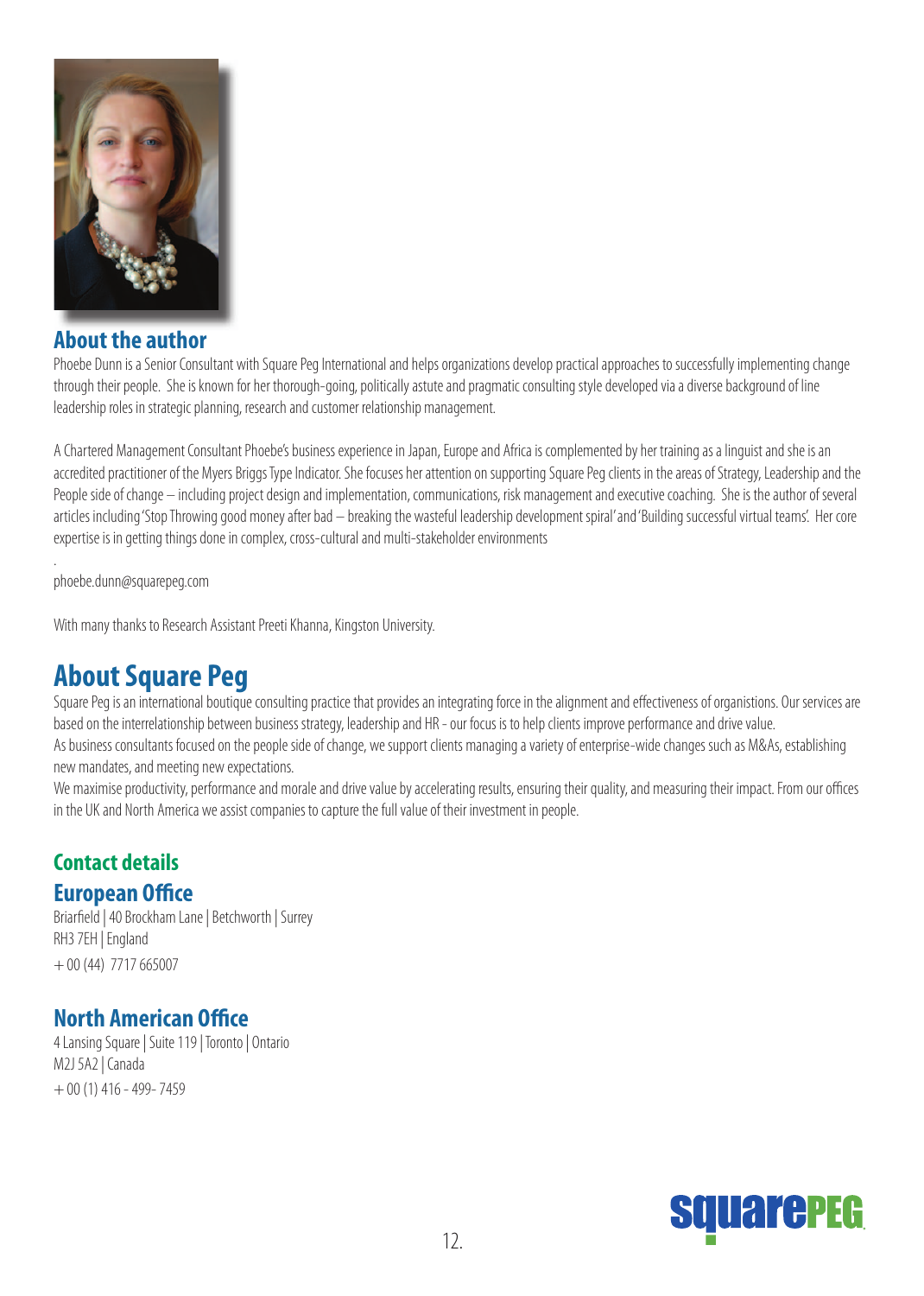## About the author

Phoebe Dunn is a Senior Consultant with Square Peg International and helps organizations develop practical approaches to successfully implementing change through their people. She is known for her thorough-going, politically astute and pragmatic consulting style developed via a diverse background of line leadership roles in strategic planning, research and customer relationship management.

A Chartered Management Consultant Phoebe's business experience in Japan, Europe and Africa is complemented by her training as a linguist and she is an accredited practitioner of the Myers Briggs Type Indicator. She focuses her attention on supporting Square Peg clients in the areas of Strategy, Leadership and the People side of change – including project design and implementation, communications, risk management and executive coaching. She is the author of several articles including 'Stop Throwing good money after bad – breaking the wasteful leadership development spiral' and 'Building successful virtual teams'. Her core expertise is in getting things done in complex, cross-cultural and multi-stakeholder environments

.

phoebe.dunn@squarepeg.com

With many thanks to Research Assistant Preeti Khanna, Kingston University.

# About Square Peg

Square Peg is an international boutique consulting practice that provides an integrating force in the alignment and effectiveness of organisations. Our services are based on the interrelationship between business strategy, leadership and HR - our focus is to help clients improve performance and drive value.

As business consultants focused on the people side of change, we support clients managing a variety of enterprise-wide changes such as M&As, establishing new mandates, and meeting new expectations.

We maximise productivity, performance and morale and drive value by accelerating results, ensuring their quality, and measuring their impact. From our offices in the UK and North America we assist companies to capture the full value of their investment in people.

## Contact details

### European Office

Briarfield | 40 Brockham Lane | Betchworth | Surrey
RH3 7EH | England
+ 00 (44) 7717 665007

### North American Office

4 Lansing Square | Suite 119 | Toronto | Ontario
M2J 5A2 | Canada
+ 00 (1) 416 - 499- 7459

squarePEG